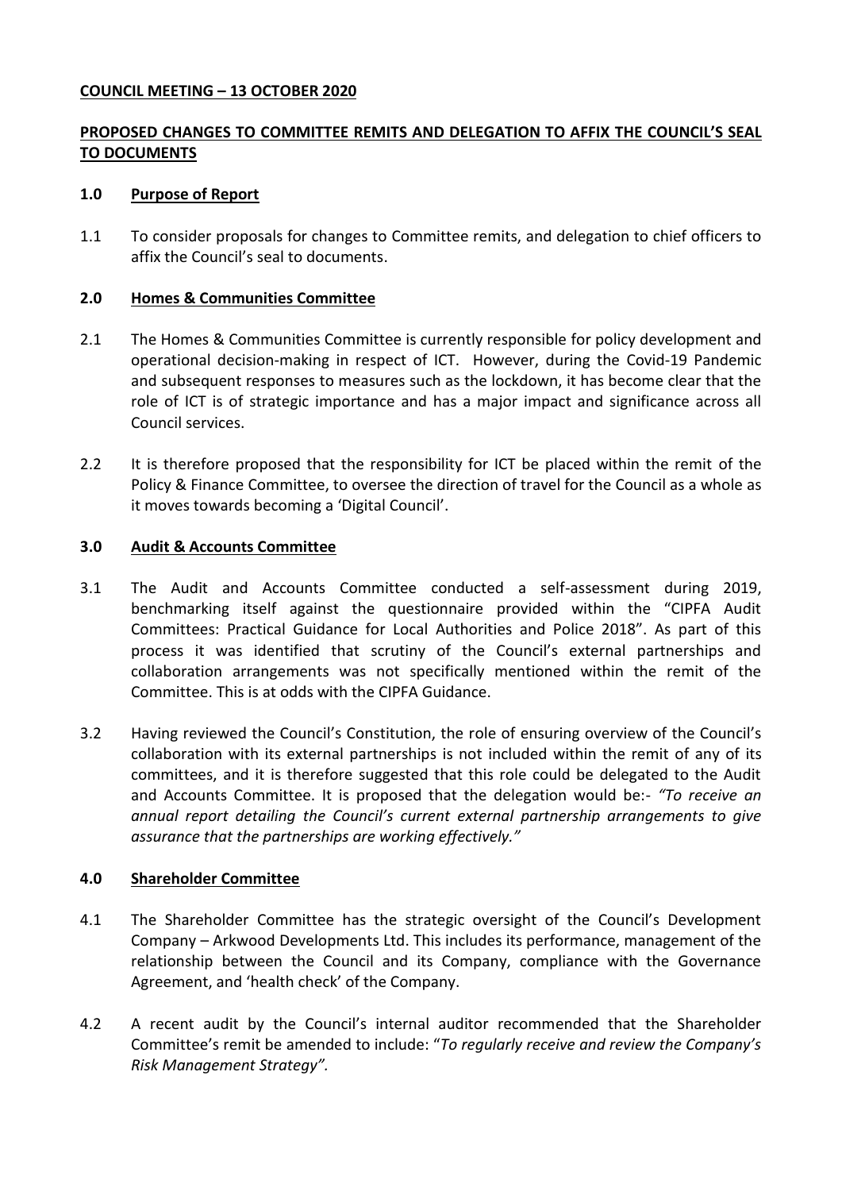**COUNCIL MEETING – 13 OCTOBER 2020**

**PROPOSED CHANGES TO COMMITTEE REMITS AND DELEGATION TO AFFIX THE COUNCIL'S SEAL TO DOCUMENTS**

## 1.0 Purpose of Report

1.1 To consider proposals for changes to Committee remits, and delegation to chief officers to affix the Council's seal to documents.

## 2.0 Homes & Communities Committee

2.1 The Homes & Communities Committee is currently responsible for policy development and operational decision-making in respect of ICT. However, during the Covid-19 Pandemic and subsequent responses to measures such as the lockdown, it has become clear that the role of ICT is of strategic importance and has a major impact and significance across all Council services.

2.2 It is therefore proposed that the responsibility for ICT be placed within the remit of the Policy & Finance Committee, to oversee the direction of travel for the Council as a whole as it moves towards becoming a 'Digital Council'.

## 3.0 Audit & Accounts Committee

3.1 The Audit and Accounts Committee conducted a self-assessment during 2019, benchmarking itself against the questionnaire provided within the "CIPFA Audit Committees: Practical Guidance for Local Authorities and Police 2018". As part of this process it was identified that scrutiny of the Council's external partnerships and collaboration arrangements was not specifically mentioned within the remit of the Committee. This is at odds with the CIPFA Guidance.

3.2 Having reviewed the Council's Constitution, the role of ensuring overview of the Council's collaboration with its external partnerships is not included within the remit of any of its committees, and it is therefore suggested that this role could be delegated to the Audit and Accounts Committee. It is proposed that the delegation would be:- *"To receive an annual report detailing the Council's current external partnership arrangements to give assurance that the partnerships are working effectively."*

## 4.0 Shareholder Committee

4.1 The Shareholder Committee has the strategic oversight of the Council's Development Company – Arkwood Developments Ltd. This includes its performance, management of the relationship between the Council and its Company, compliance with the Governance Agreement, and 'health check' of the Company.

4.2 A recent audit by the Council's internal auditor recommended that the Shareholder Committee's remit be amended to include: "*To regularly receive and review the Company's Risk Management Strategy".*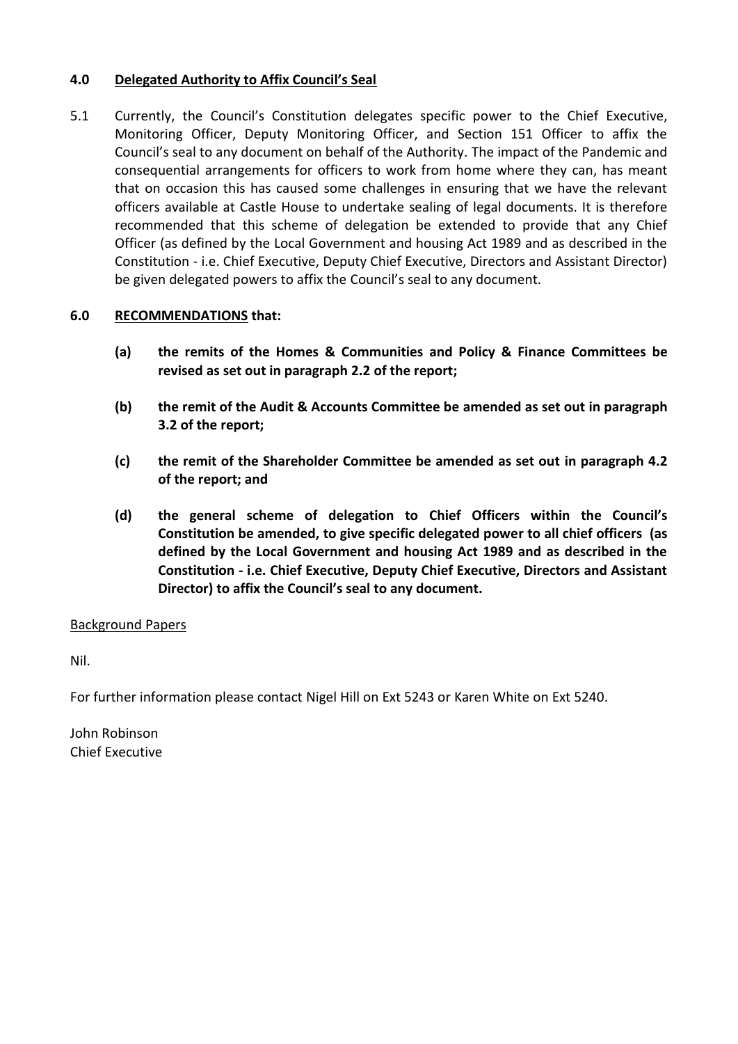## 4.0 Delegated Authority to Affix Council's Seal

5.1 Currently, the Council's Constitution delegates specific power to the Chief Executive, Monitoring Officer, Deputy Monitoring Officer, and Section 151 Officer to affix the Council's seal to any document on behalf of the Authority. The impact of the Pandemic and consequential arrangements for officers to work from home where they can, has meant that on occasion this has caused some challenges in ensuring that we have the relevant officers available at Castle House to undertake sealing of legal documents. It is therefore recommended that this scheme of delegation be extended to provide that any Chief Officer (as defined by the Local Government and housing Act 1989 and as described in the Constitution - i.e. Chief Executive, Deputy Chief Executive, Directors and Assistant Director) be given delegated powers to affix the Council's seal to any document.

## 6.0 RECOMMENDATIONS that:

**(a) the remits of the Homes & Communities and Policy & Finance Committees be revised as set out in paragraph 2.2 of the report;**

**(b) the remit of the Audit & Accounts Committee be amended as set out in paragraph 3.2 of the report;**

**(c) the remit of the Shareholder Committee be amended as set out in paragraph 4.2 of the report; and**

**(d) the general scheme of delegation to Chief Officers within the Council's Constitution be amended, to give specific delegated power to all chief officers (as defined by the Local Government and housing Act 1989 and as described in the Constitution - i.e. Chief Executive, Deputy Chief Executive, Directors and Assistant Director) to affix the Council's seal to any document.**

Background Papers

Nil.

For further information please contact Nigel Hill on Ext 5243 or Karen White on Ext 5240.

John Robinson
Chief Executive